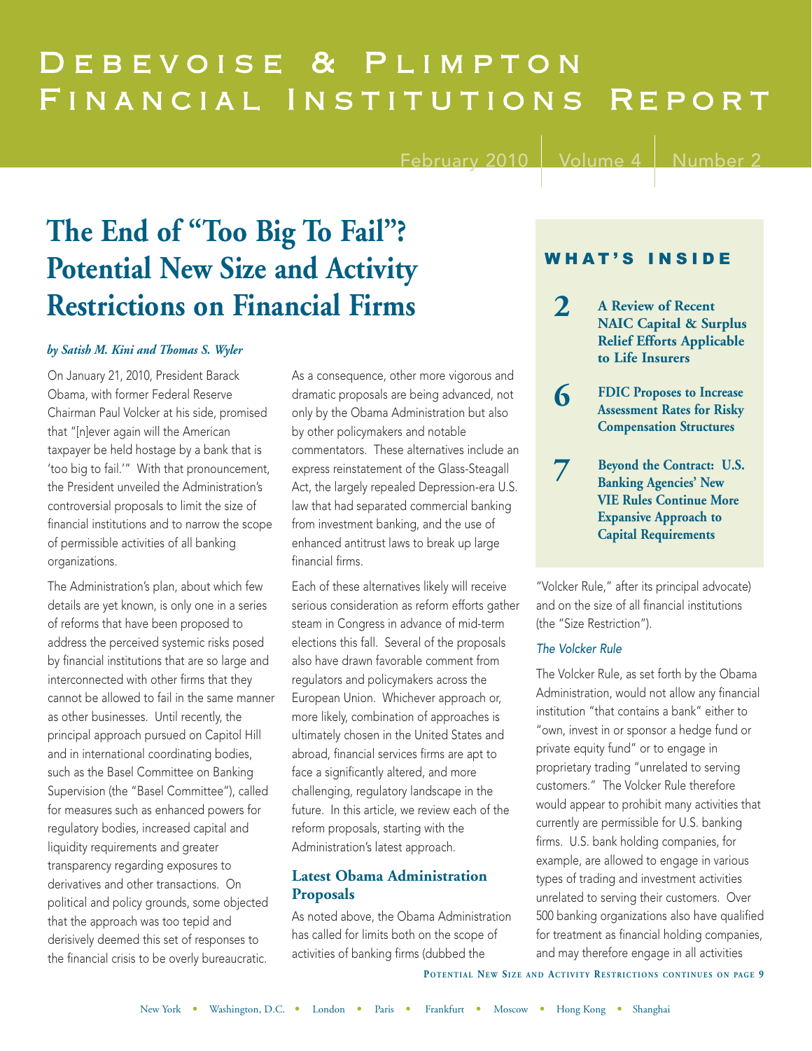# Debevoise & Plimpton Financial Institutions Report

February 2010 | Volume 4 | Number 2

## The End of "Too Big To Fail"? Potential New Size and Activity Restrictions on Financial Firms

*by Satish M. Kini and Thomas S. Wyler*

On January 21, 2010, President Barack Obama, with former Federal Reserve Chairman Paul Volcker at his side, promised that "[n]ever again will the American taxpayer be held hostage by a bank that is 'too big to fail.'" With that pronouncement, the President unveiled the Administration's controversial proposals to limit the size of financial institutions and to narrow the scope of permissible activities of all banking organizations.

The Administration's plan, about which few details are yet known, is only one in a series of reforms that have been proposed to address the perceived systemic risks posed by financial institutions that are so large and interconnected with other firms that they cannot be allowed to fail in the same manner as other businesses. Until recently, the principal approach pursued on Capitol Hill and in international coordinating bodies, such as the Basel Committee on Banking Supervision (the "Basel Committee"), called for measures such as enhanced powers for regulatory bodies, increased capital and liquidity requirements and greater transparency regarding exposures to derivatives and other transactions. On political and policy grounds, some objected that the approach was too tepid and derisively deemed this set of responses to the financial crisis to be overly bureaucratic.

As a consequence, other more vigorous and dramatic proposals are being advanced, not only by the Obama Administration but also by other policymakers and notable commentators. These alternatives include an express reinstatement of the Glass-Steagall Act, the largely repealed Depression-era U.S. law that had separated commercial banking from investment banking, and the use of enhanced antitrust laws to break up large financial firms.

Each of these alternatives likely will receive serious consideration as reform efforts gather steam in Congress in advance of mid-term elections this fall. Several of the proposals also have drawn favorable comment from regulators and policymakers across the European Union. Whichever approach or, more likely, combination of approaches is ultimately chosen in the United States and abroad, financial services firms are apt to face a significantly altered, and more challenging, regulatory landscape in the future. In this article, we review each of the reform proposals, starting with the Administration's latest approach.

### Latest Obama Administration Proposals

As noted above, the Obama Administration has called for limits both on the scope of activities of banking firms (dubbed the "Volcker Rule," after its principal advocate) and on the size of all financial institutions (the "Size Restriction").

#### *The Volcker Rule*

The Volcker Rule, as set forth by the Obama Administration, would not allow any financial institution "that contains a bank" either to "own, invest in or sponsor a hedge fund or private equity fund" or to engage in proprietary trading "unrelated to serving customers." The Volcker Rule therefore would appear to prohibit many activities that currently are permissible for U.S. banking firms. U.S. bank holding companies, for example, are allowed to engage in various types of trading and investment activities unrelated to serving their customers. Over 500 banking organizations also have qualified for treatment as financial holding companies, and may therefore engage in all activities

Potential New Size and Activity Restrictions continues on page 9

---

**WHAT'S INSIDE**

- **2** — A Review of Recent NAIC Capital & Surplus Relief Efforts Applicable to Life Insurers
- **6** — FDIC Proposes to Increase Assessment Rates for Risky Compensation Structures
- **7** — Beyond the Contract: U.S. Banking Agencies' New VIE Rules Continue More Expansive Approach to Capital Requirements

---

New York • Washington, D.C. • London • Paris • Frankfurt • Moscow • Hong Kong • Shanghai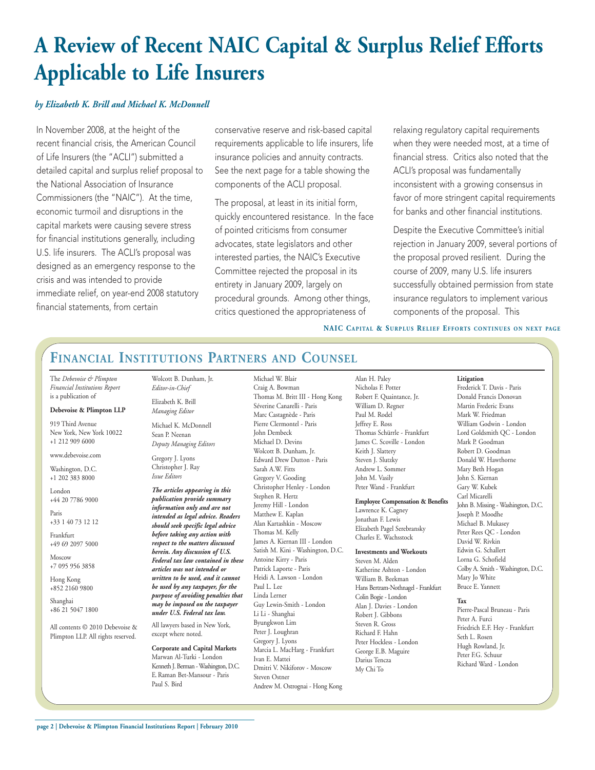# A Review of Recent NAIC Capital & Surplus Relief Efforts Applicable to Life Insurers

*by Elizabeth K. Brill and Michael K. McDonnell*

In November 2008, at the height of the recent financial crisis, the American Council of Life Insurers (the "ACLI") submitted a detailed capital and surplus relief proposal to the National Association of Insurance Commissioners (the "NAIC"). At the time, economic turmoil and disruptions in the capital markets were causing severe stress for financial institutions generally, including U.S. life insurers. The ACLI's proposal was designed as an emergency response to the crisis and was intended to provide immediate relief, on year-end 2008 statutory financial statements, from certain conservative reserve and risk-based capital requirements applicable to life insurers, life insurance policies and annuity contracts. See the next page for a table showing the components of the ACLI proposal.

The proposal, at least in its initial form, quickly encountered resistance. In the face of pointed criticisms from consumer advocates, state legislators and other interested parties, the NAIC's Executive Committee rejected the proposal in its entirety in January 2009, largely on procedural grounds. Among other things, critics questioned the appropriateness of relaxing regulatory capital requirements when they were needed most, at a time of financial stress. Critics also noted that the ACLI's proposal was fundamentally inconsistent with a growing consensus in favor of more stringent capital requirements for banks and other financial institutions.

Despite the Executive Committee's initial rejection in January 2009, several portions of the proposal proved resilient. During the course of 2009, many U.S. life insurers successfully obtained permission from state insurance regulators to implement various components of the proposal. This

NAIC CAPITAL & SURPLUS RELIEF EFFORTS CONTINUES ON NEXT PAGE

## FINANCIAL INSTITUTIONS PARTNERS AND COUNSEL

The *Debevoise & Plimpton Financial Institutions Report* is a publication of

**Debevoise & Plimpton LLP**

919 Third Avenue
New York, New York 10022
+1 212 909 6000

www.debevoise.com

Washington, D.C.
+1 202 383 8000

London
+44 20 7786 9000

Paris
+33 1 40 73 12 12

Frankfurt
+49 69 2097 5000

Moscow
+7 095 956 3858

Hong Kong
+852 2160 9800

Shanghai
+86 21 5047 1800

All contents © 2010 Debevoise & Plimpton LLP. All rights reserved.

Wolcott B. Dunham, Jr.
*Editor-in-Chief*

Elizabeth K. Brill
*Managing Editor*

Michael K. McDonnell
Sean P. Neenan
*Deputy Managing Editors*

Gregory J. Lyons
Christopher J. Ray
*Issue Editors*

***The articles appearing in this publication provide summary information only and are not intended as legal advice. Readers should seek specific legal advice before taking any action with respect to the matters discussed herein. Any discussion of U.S. Federal tax law contained in these articles was not intended or written to be used, and it cannot be used by any taxpayer, for the purpose of avoiding penalties that may be imposed on the taxpayer under U.S. Federal tax law.***

All lawyers based in New York, except where noted.

**Corporate and Capital Markets**
Marwan Al-Turki - London
Kenneth J. Berman - Washington, D.C.
E. Raman Bet-Mansour - Paris
Paul S. Bird
Michael W. Blair
Craig A. Bowman
Thomas M. Britt III - Hong Kong
Séverine Canarelli - Paris
Marc Castagnède - Paris
Pierre Clermontel - Paris
John Dembeck
Michael D. Devins
Wolcott B. Dunham, Jr.
Edward Drew Dutton - Paris
Sarah A.W. Fitts
Gregory V. Gooding
Christopher Henley - London
Stephen R. Hertz
Jeremy Hill - London
Matthew E. Kaplan
Alan Kartashkin - Moscow
Thomas M. Kelly
James A. Kiernan III - London
Satish M. Kini - Washington, D.C.
Antoine Kirry - Paris
Patrick Laporte - Paris
Heidi A. Lawson - London
Paul L. Lee
Linda Lerner
Guy Lewin-Smith - London
Li Li - Shanghai
Byungkwon Lim
Peter J. Loughran
Gregory J. Lyons
Marcia L. MacHarg - Frankfurt
Ivan E. Mattei
Dmitri V. Nikiforov - Moscow
Steven Ostner
Andrew M. Ostrognai - Hong Kong
Alan H. Paley
Nicholas F. Potter
Robert F. Quaintance, Jr.
William D. Regner
Paul M. Rodel
Jeffrey E. Ross
Thomas Schürrle - Frankfurt
James C. Scoville - London
Keith J. Slattery
Steven J. Slutzky
Andrew L. Sommer
John M. Vasily
Peter Wand - Frankfurt

**Employee Compensation & Benefits**
Lawrence K. Cagney
Jonathan F. Lewis
Elizabeth Pagel Serebransky
Charles E. Wachsstock

**Investments and Workouts**
Steven M. Alden
Katherine Ashton - London
William B. Beekman
Hans Bertram-Nothnagel - Frankfurt
Colin Bogie - London
Alan J. Davies - London
Robert J. Gibbons
Steven R. Gross
Richard F. Hahn
Peter Hockless - London
George E.B. Maguire
Darius Tencza
My Chi To

**Litigation**
Frederick T. Davis - Paris
Donald Francis Donovan
Martin Frederic Evans
Mark W. Friedman
William Godwin - London
Lord Goldsmith QC - London
Mark P. Goodman
Robert D. Goodman
Donald W. Hawthorne
Mary Beth Hogan
John S. Kiernan
Gary W. Kubek
Carl Micarelli
John B. Missing - Washington, D.C.
Joseph P. Moodhe
Michael B. Mukasey
Peter Rees QC - London
David W. Rivkin
Edwin G. Schallert
Lorna G. Schofield
Colby A. Smith - Washington, D.C.
Mary Jo White
Bruce E. Yannett

**Tax**
Pierre-Pascal Bruneau - Paris
Peter A. Furci
Friedrich E.F. Hey - Frankfurt
Seth L. Rosen
Hugh Rowland, Jr.
Peter F.G. Schuur
Richard Ward - London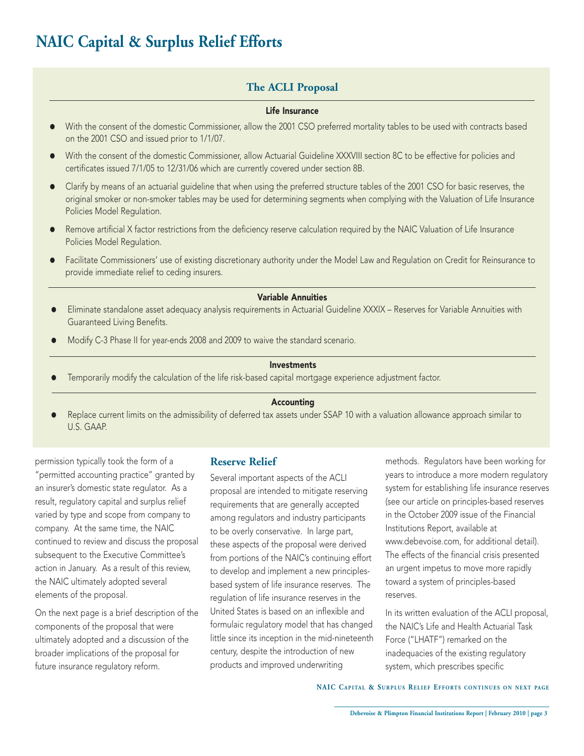# NAIC Capital & Surplus Relief Efforts

## The ACLI Proposal

### Life Insurance

- With the consent of the domestic Commissioner, allow the 2001 CSO preferred mortality tables to be used with contracts based on the 2001 CSO and issued prior to 1/1/07.
- With the consent of the domestic Commissioner, allow Actuarial Guideline XXXVIII section 8C to be effective for policies and certificates issued 7/1/05 to 12/31/06 which are currently covered under section 8B.
- Clarify by means of an actuarial guideline that when using the preferred structure tables of the 2001 CSO for basic reserves, the original smoker or non-smoker tables may be used for determining segments when complying with the Valuation of Life Insurance Policies Model Regulation.
- Remove artificial X factor restrictions from the deficiency reserve calculation required by the NAIC Valuation of Life Insurance Policies Model Regulation.
- Facilitate Commissioners' use of existing discretionary authority under the Model Law and Regulation on Credit for Reinsurance to provide immediate relief to ceding insurers.

### Variable Annuities

- Eliminate standalone asset adequacy analysis requirements in Actuarial Guideline XXXIX – Reserves for Variable Annuities with Guaranteed Living Benefits.
- Modify C-3 Phase II for year-ends 2008 and 2009 to waive the standard scenario.

### Investments

- Temporarily modify the calculation of the life risk-based capital mortgage experience adjustment factor.

### Accounting

- Replace current limits on the admissibility of deferred tax assets under SSAP 10 with a valuation allowance approach similar to U.S. GAAP.

permission typically took the form of a "permitted accounting practice" granted by an insurer's domestic state regulator. As a result, regulatory capital and surplus relief varied by type and scope from company to company. At the same time, the NAIC continued to review and discuss the proposal subsequent to the Executive Committee's action in January. As a result of this review, the NAIC ultimately adopted several elements of the proposal.

On the next page is a brief description of the components of the proposal that were ultimately adopted and a discussion of the broader implications of the proposal for future insurance regulatory reform.

## Reserve Relief

Several important aspects of the ACLI proposal are intended to mitigate reserving requirements that are generally accepted among regulators and industry participants to be overly conservative. In large part, these aspects of the proposal were derived from portions of the NAIC's continuing effort to develop and implement a new principles-based system of life insurance reserves. The regulation of life insurance reserves in the United States is based on an inflexible and formulaic regulatory model that has changed little since its inception in the mid-nineteenth century, despite the introduction of new products and improved underwriting methods. Regulators have been working for years to introduce a more modern regulatory system for establishing life insurance reserves (see our article on principles-based reserves in the October 2009 issue of the Financial Institutions Report, available at www.debevoise.com, for additional detail). The effects of the financial crisis presented an urgent impetus to move more rapidly toward a system of principles-based reserves.

In its written evaluation of the ACLI proposal, the NAIC's Life and Health Actuarial Task Force ("LHATF") remarked on the inadequacies of the existing regulatory system, which prescribes specific

NAIC Capital & Surplus Relief Efforts continues on next page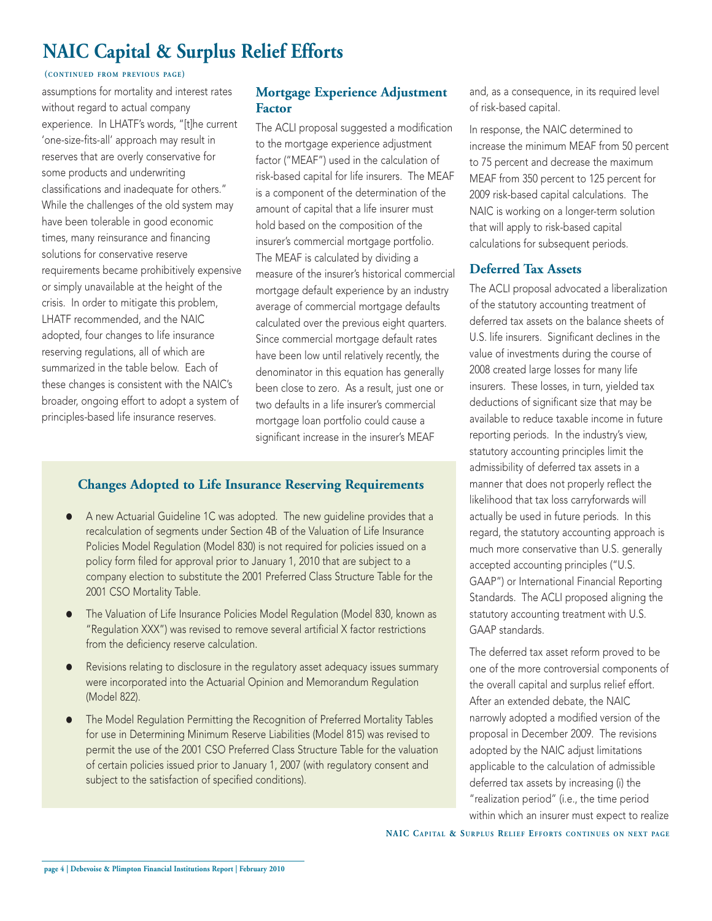# NAIC Capital & Surplus Relief Efforts

(continued from previous page)

assumptions for mortality and interest rates without regard to actual company experience. In LHATF's words, "[t]he current 'one-size-fits-all' approach may result in reserves that are overly conservative for some products and underwriting classifications and inadequate for others." While the challenges of the old system may have been tolerable in good economic times, many reinsurance and financing solutions for conservative reserve requirements became prohibitively expensive or simply unavailable at the height of the crisis. In order to mitigate this problem, LHATF recommended, and the NAIC adopted, four changes to life insurance reserving regulations, all of which are summarized in the table below. Each of these changes is consistent with the NAIC's broader, ongoing effort to adopt a system of principles-based life insurance reserves.

### Changes Adopted to Life Insurance Reserving Requirements

- A new Actuarial Guideline 1C was adopted. The new guideline provides that a recalculation of segments under Section 4B of the Valuation of Life Insurance Policies Model Regulation (Model 830) is not required for policies issued on a policy form filed for approval prior to January 1, 2010 that are subject to a company election to substitute the 2001 Preferred Class Structure Table for the 2001 CSO Mortality Table.
- The Valuation of Life Insurance Policies Model Regulation (Model 830, known as "Regulation XXX") was revised to remove several artificial X factor restrictions from the deficiency reserve calculation.
- Revisions relating to disclosure in the regulatory asset adequacy issues summary were incorporated into the Actuarial Opinion and Memorandum Regulation (Model 822).
- The Model Regulation Permitting the Recognition of Preferred Mortality Tables for use in Determining Minimum Reserve Liabilities (Model 815) was revised to permit the use of the 2001 CSO Preferred Class Structure Table for the valuation of certain policies issued prior to January 1, 2007 (with regulatory consent and subject to the satisfaction of specified conditions).

## Mortgage Experience Adjustment Factor

The ACLI proposal suggested a modification to the mortgage experience adjustment factor ("MEAF") used in the calculation of risk-based capital for life insurers. The MEAF is a component of the determination of the amount of capital that a life insurer must hold based on the composition of the insurer's commercial mortgage portfolio. The MEAF is calculated by dividing a measure of the insurer's historical commercial mortgage default experience by an industry average of commercial mortgage defaults calculated over the previous eight quarters. Since commercial mortgage default rates have been low until relatively recently, the denominator in this equation has generally been close to zero. As a result, just one or two defaults in a life insurer's commercial mortgage loan portfolio could cause a significant increase in the insurer's MEAF and, as a consequence, in its required level of risk-based capital.

In response, the NAIC determined to increase the minimum MEAF from 50 percent to 75 percent and decrease the maximum MEAF from 350 percent to 125 percent for 2009 risk-based capital calculations. The NAIC is working on a longer-term solution that will apply to risk-based capital calculations for subsequent periods.

## Deferred Tax Assets

The ACLI proposal advocated a liberalization of the statutory accounting treatment of deferred tax assets on the balance sheets of U.S. life insurers. Significant declines in the value of investments during the course of 2008 created large losses for many life insurers. These losses, in turn, yielded tax deductions of significant size that may be available to reduce taxable income in future reporting periods. In the industry's view, statutory accounting principles limit the admissibility of deferred tax assets in a manner that does not properly reflect the likelihood that tax loss carryforwards will actually be used in future periods. In this regard, the statutory accounting approach is much more conservative than U.S. generally accepted accounting principles ("U.S. GAAP") or International Financial Reporting Standards. The ACLI proposed aligning the statutory accounting treatment with U.S. GAAP standards.

The deferred tax asset reform proved to be one of the more controversial components of the overall capital and surplus relief effort. After an extended debate, the NAIC narrowly adopted a modified version of the proposal in December 2009. The revisions adopted by the NAIC adjust limitations applicable to the calculation of admissible deferred tax assets by increasing (i) the "realization period" (i.e., the time period within which an insurer must expect to realize

NAIC Capital & Surplus Relief Efforts continues on next page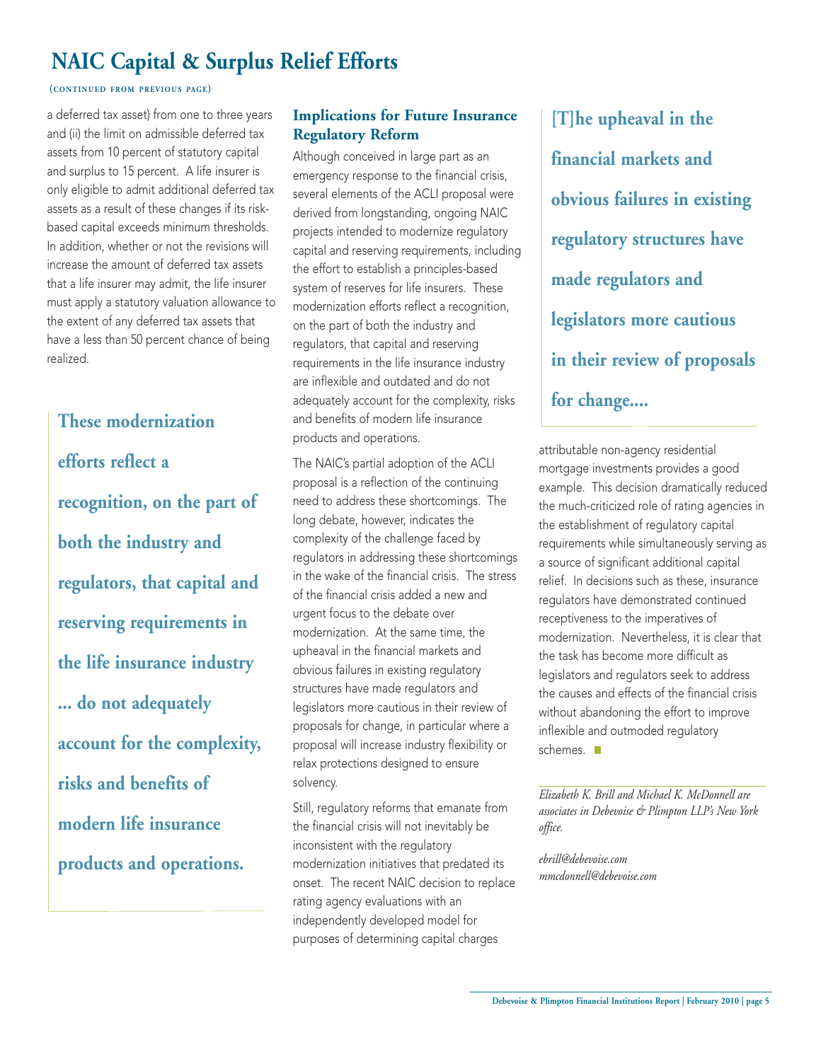# NAIC Capital & Surplus Relief Efforts

(CONTINUED FROM PREVIOUS PAGE)

a deferred tax asset) from one to three years and (ii) the limit on admissible deferred tax assets from 10 percent of statutory capital and surplus to 15 percent. A life insurer is only eligible to admit additional deferred tax assets as a result of these changes if its risk-based capital exceeds minimum thresholds. In addition, whether or not the revisions will increase the amount of deferred tax assets that a life insurer may admit, the life insurer must apply a statutory valuation allowance to the extent of any deferred tax assets that have a less than 50 percent chance of being realized.

**These modernization efforts reflect a recognition, on the part of both the industry and regulators, that capital and reserving requirements in the life insurance industry ... do not adequately account for the complexity, risks and benefits of modern life insurance products and operations.**

### Implications for Future Insurance Regulatory Reform

Although conceived in large part as an emergency response to the financial crisis, several elements of the ACLI proposal were derived from longstanding, ongoing NAIC projects intended to modernize regulatory capital and reserving requirements, including the effort to establish a principles-based system of reserves for life insurers. These modernization efforts reflect a recognition, on the part of both the industry and regulators, that capital and reserving requirements in the life insurance industry are inflexible and outdated and do not adequately account for the complexity, risks and benefits of modern life insurance products and operations.

The NAIC's partial adoption of the ACLI proposal is a reflection of the continuing need to address these shortcomings. The long debate, however, indicates the complexity of the challenge faced by regulators in addressing these shortcomings in the wake of the financial crisis. The stress of the financial crisis added a new and urgent focus to the debate over modernization. At the same time, the upheaval in the financial markets and obvious failures in existing regulatory structures have made regulators and legislators more cautious in their review of proposals for change, in particular where a proposal will increase industry flexibility or relax protections designed to ensure solvency.

**[T]he upheaval in the financial markets and obvious failures in existing regulatory structures have made regulators and legislators more cautious in their review of proposals for change....**

Still, regulatory reforms that emanate from the financial crisis will not inevitably be inconsistent with the regulatory modernization initiatives that predated its onset. The recent NAIC decision to replace rating agency evaluations with an independently developed model for purposes of determining capital charges attributable non-agency residential mortgage investments provides a good example. This decision dramatically reduced the much-criticized role of rating agencies in the establishment of regulatory capital requirements while simultaneously serving as a source of significant additional capital relief. In decisions such as these, insurance regulators have demonstrated continued receptiveness to the imperatives of modernization. Nevertheless, it is clear that the task has become more difficult as legislators and regulators seek to address the causes and effects of the financial crisis without abandoning the effort to improve inflexible and outmoded regulatory schemes. ■

*Elizabeth K. Brill and Michael K. McDonnell are associates in Debevoise & Plimpton LLP's New York office.*

*ebrill@debevoise.com*
*mmcdonnell@debevoise.com*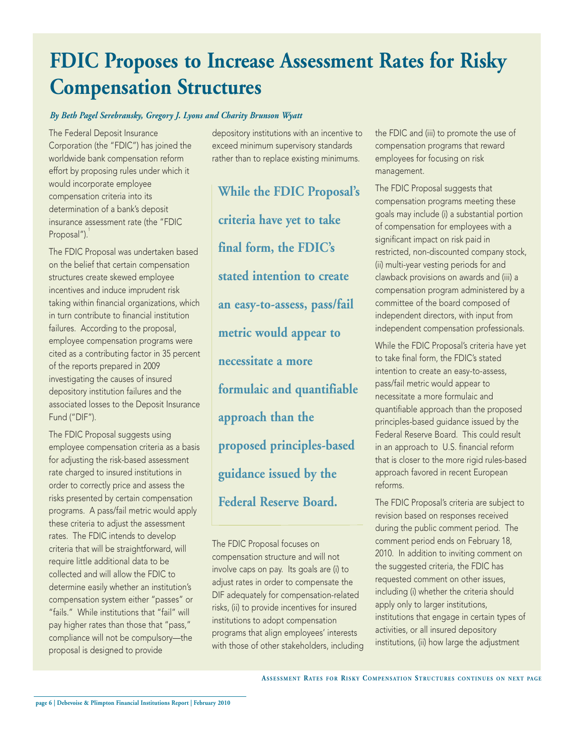# FDIC Proposes to Increase Assessment Rates for Risky Compensation Structures

***By Beth Pagel Serebransky, Gregory J. Lyons and Charity Brunson Wyatt***

The Federal Deposit Insurance Corporation (the "FDIC") has joined the worldwide bank compensation reform effort by proposing rules under which it would incorporate employee compensation criteria into its determination of a bank's deposit insurance assessment rate (the "FDIC Proposal").[1]

The FDIC Proposal was undertaken based on the belief that certain compensation structures create skewed employee incentives and induce imprudent risk taking within financial organizations, which in turn contribute to financial institution failures. According to the proposal, employee compensation programs were cited as a contributing factor in 35 percent of the reports prepared in 2009 investigating the causes of insured depository institution failures and the associated losses to the Deposit Insurance Fund ("DIF").

The FDIC Proposal suggests using employee compensation criteria as a basis for adjusting the risk-based assessment rate charged to insured institutions in order to correctly price and assess the risks presented by certain compensation programs. A pass/fail metric would apply these criteria to adjust the assessment rates. The FDIC intends to develop criteria that will be straightforward, will require little additional data to be collected and will allow the FDIC to determine easily whether an institution's compensation system either "passes" or "fails." While institutions that "fail" will pay higher rates than those that "pass," compliance will not be compulsory—the proposal is designed to provide depository institutions with an incentive to exceed minimum supervisory standards rather than to replace existing minimums.

**While the FDIC Proposal's criteria have yet to take final form, the FDIC's stated intention to create an easy-to-assess, pass/fail metric would appear to necessitate a more formulaic and quantifiable approach than the proposed principles-based guidance issued by the Federal Reserve Board.**

The FDIC Proposal focuses on compensation structure and will not involve caps on pay. Its goals are (i) to adjust rates in order to compensate the DIF adequately for compensation-related risks, (ii) to provide incentives for insured institutions to adopt compensation programs that align employees' interests with those of other stakeholders, including the FDIC and (iii) to promote the use of compensation programs that reward employees for focusing on risk management.

The FDIC Proposal suggests that compensation programs meeting these goals may include (i) a substantial portion of compensation for employees with a significant impact on risk paid in restricted, non-discounted company stock, (ii) multi-year vesting periods for and clawback provisions on awards and (iii) a compensation program administered by a committee of the board composed of independent directors, with input from independent compensation professionals.

While the FDIC Proposal's criteria have yet to take final form, the FDIC's stated intention to create an easy-to-assess, pass/fail metric would appear to necessitate a more formulaic and quantifiable approach than the proposed principles-based guidance issued by the Federal Reserve Board. This could result in an approach to U.S. financial reform that is closer to the more rigid rules-based approach favored in recent European reforms.

The FDIC Proposal's criteria are subject to revision based on responses received during the public comment period. The comment period ends on February 18, 2010. In addition to inviting comment on the suggested criteria, the FDIC has requested comment on other issues, including (i) whether the criteria should apply only to larger institutions, institutions that engage in certain types of activities, or all insured depository institutions, (ii) how large the adjustment

Assessment Rates for Risky Compensation Structures continues on next page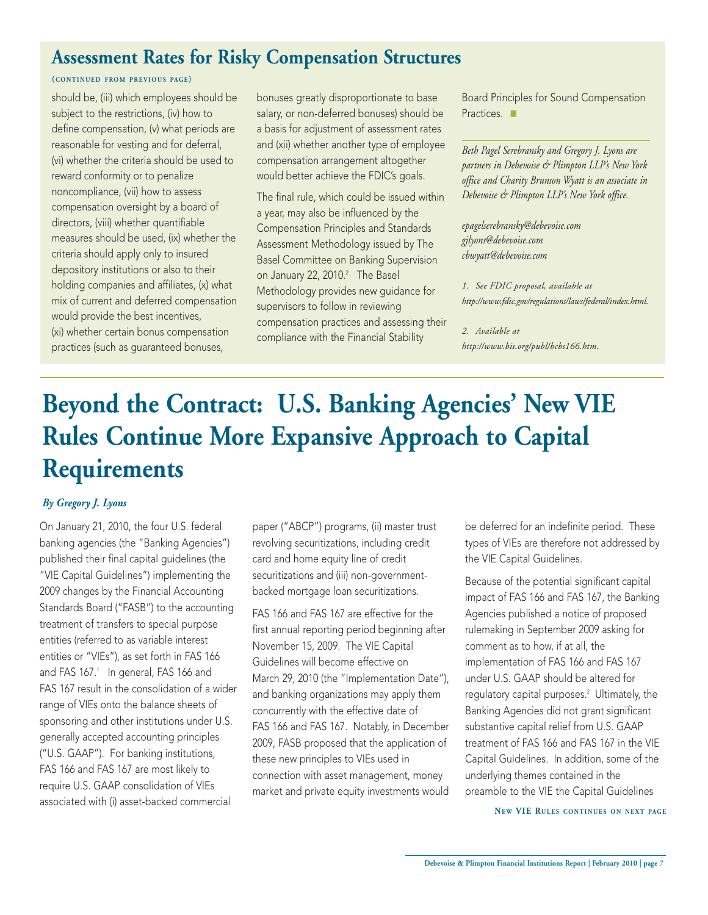## Assessment Rates for Risky Compensation Structures

(continued from previous page)

should be, (iii) which employees should be subject to the restrictions, (iv) how to define compensation, (v) what periods are reasonable for vesting and for deferral, (vi) whether the criteria should be used to reward conformity or to penalize noncompliance, (vii) how to assess compensation oversight by a board of directors, (viii) whether quantifiable measures should be used, (ix) whether the criteria should apply only to insured depository institutions or also to their holding companies and affiliates, (x) what mix of current and deferred compensation would provide the best incentives, (xi) whether certain bonus compensation practices (such as guaranteed bonuses, bonuses greatly disproportionate to base salary, or non-deferred bonuses) should be a basis for adjustment of assessment rates and (xii) whether another type of employee compensation arrangement altogether would better achieve the FDIC's goals.

The final rule, which could be issued within a year, may also be influenced by the Compensation Principles and Standards Assessment Methodology issued by The Basel Committee on Banking Supervision on January 22, 2010.[2] The Basel Methodology provides new guidance for supervisors to follow in reviewing compensation practices and assessing their compliance with the Financial Stability Board Principles for Sound Compensation Practices. ■

*Beth Pagel Serebransky and Gregory J. Lyons are partners in Debevoise & Plimpton LLP's New York office and Charity Brunson Wyatt is an associate in Debevoise & Plimpton LLP's New York office.*

*epagelserebransky@debevoise.com*
*gjlyons@debevoise.com*
*cbwyatt@debevoise.com*

*1. See FDIC proposal, available at http://www.fdic.gov/regulations/laws/federal/index.html.*

*2. Available at http://www.bis.org/publ/bcbs166.htm.*

# Beyond the Contract: U.S. Banking Agencies' New VIE Rules Continue More Expansive Approach to Capital Requirements

***By Gregory J. Lyons***

On January 21, 2010, the four U.S. federal banking agencies (the "Banking Agencies") published their final capital guidelines (the "VIE Capital Guidelines") implementing the 2009 changes by the Financial Accounting Standards Board ("FASB") to the accounting treatment of transfers to special purpose entities (referred to as variable interest entities or "VIEs"), as set forth in FAS 166 and FAS 167.[1] In general, FAS 166 and FAS 167 result in the consolidation of a wider range of VIEs onto the balance sheets of sponsoring and other institutions under U.S. generally accepted accounting principles ("U.S. GAAP"). For banking institutions, FAS 166 and FAS 167 are most likely to require U.S. GAAP consolidation of VIEs associated with (i) asset-backed commercial paper ("ABCP") programs, (ii) master trust revolving securitizations, including credit card and home equity line of credit securitizations and (iii) non-government-backed mortgage loan securitizations.

FAS 166 and FAS 167 are effective for the first annual reporting period beginning after November 15, 2009. The VIE Capital Guidelines will become effective on March 29, 2010 (the "Implementation Date"), and banking organizations may apply them concurrently with the effective date of FAS 166 and FAS 167. Notably, in December 2009, FASB proposed that the application of these new principles to VIEs used in connection with asset management, money market and private equity investments would be deferred for an indefinite period. These types of VIEs are therefore not addressed by the VIE Capital Guidelines.

Because of the potential significant capital impact of FAS 166 and FAS 167, the Banking Agencies published a notice of proposed rulemaking in September 2009 asking for comment as to how, if at all, the implementation of FAS 166 and FAS 167 under U.S. GAAP should be altered for regulatory capital purposes.[2] Ultimately, the Banking Agencies did not grant significant substantive capital relief from U.S. GAAP treatment of FAS 166 and FAS 167 in the VIE Capital Guidelines. In addition, some of the underlying themes contained in the preamble to the VIE the Capital Guidelines

New VIE Rules continues on next page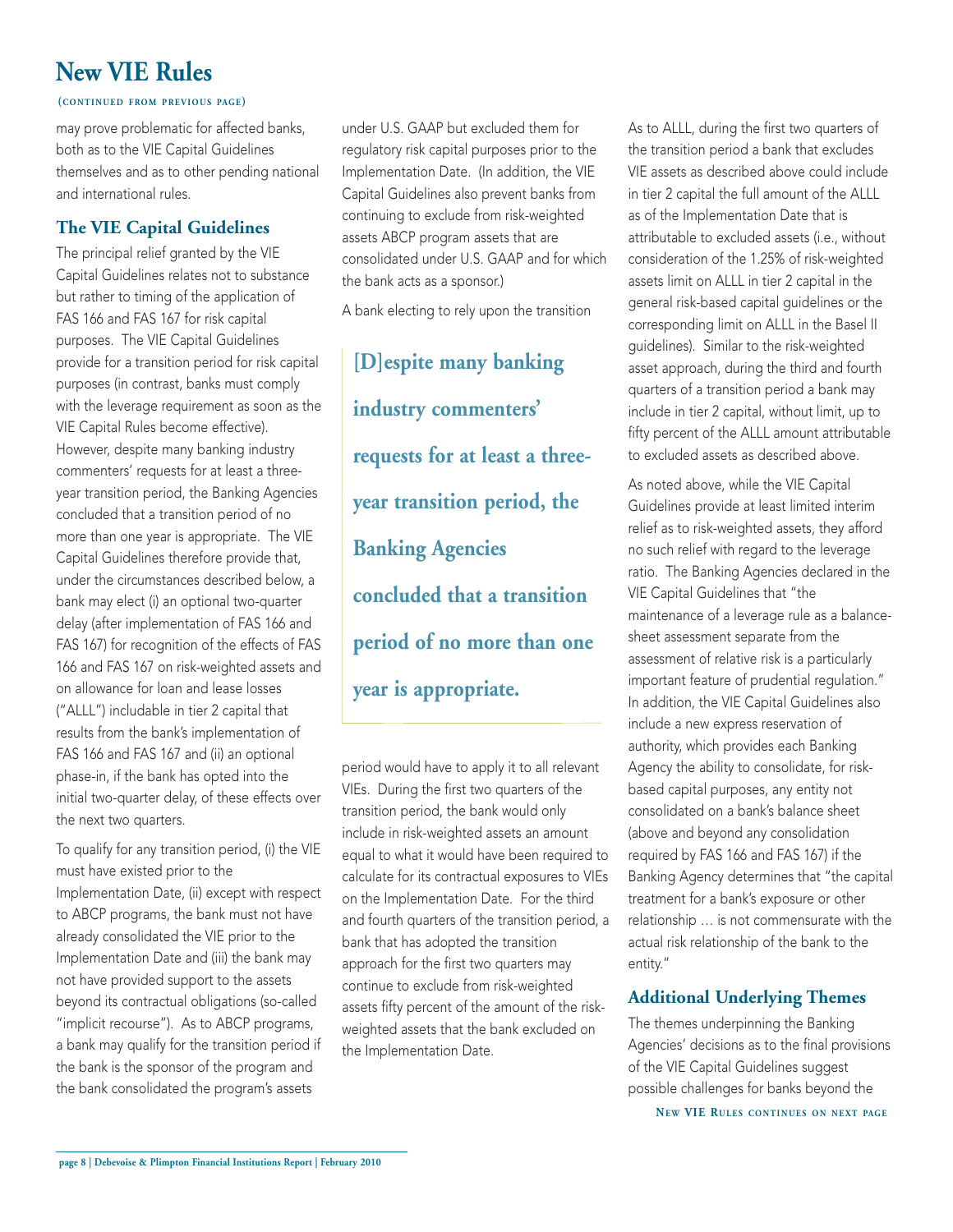# New VIE Rules

(CONTINUED FROM PREVIOUS PAGE)

may prove problematic for affected banks, both as to the VIE Capital Guidelines themselves and as to other pending national and international rules.

## The VIE Capital Guidelines

The principal relief granted by the VIE Capital Guidelines relates not to substance but rather to timing of the application of FAS 166 and FAS 167 for risk capital purposes. The VIE Capital Guidelines provide for a transition period for risk capital purposes (in contrast, banks must comply with the leverage requirement as soon as the VIE Capital Rules become effective). However, despite many banking industry commenters' requests for at least a three-year transition period, the Banking Agencies concluded that a transition period of no more than one year is appropriate. The VIE Capital Guidelines therefore provide that, under the circumstances described below, a bank may elect (i) an optional two-quarter delay (after implementation of FAS 166 and FAS 167) for recognition of the effects of FAS 166 and FAS 167 on risk-weighted assets and on allowance for loan and lease losses ("ALLL") includable in tier 2 capital that results from the bank's implementation of FAS 166 and FAS 167 and (ii) an optional phase-in, if the bank has opted into the initial two-quarter delay, of these effects over the next two quarters.

To qualify for any transition period, (i) the VIE must have existed prior to the Implementation Date, (ii) except with respect to ABCP programs, the bank must not have already consolidated the VIE prior to the Implementation Date and (iii) the bank may not have provided support to the assets beyond its contractual obligations (so-called "implicit recourse"). As to ABCP programs, a bank may qualify for the transition period if the bank is the sponsor of the program and the bank consolidated the program's assets under U.S. GAAP but excluded them for regulatory risk capital purposes prior to the Implementation Date. (In addition, the VIE Capital Guidelines also prevent banks from continuing to exclude from risk-weighted assets ABCP program assets that are consolidated under U.S. GAAP and for which the bank acts as a sponsor.)

A bank electing to rely upon the transition period would have to apply it to all relevant VIEs. During the first two quarters of the transition period, the bank would only include in risk-weighted assets an amount equal to what it would have been required to calculate for its contractual exposures to VIEs on the Implementation Date. For the third and fourth quarters of the transition period, a bank that has adopted the transition approach for the first two quarters may continue to exclude from risk-weighted assets fifty percent of the amount of the risk-weighted assets that the bank excluded on the Implementation Date.

> **[D]espite many banking industry commenters' requests for at least a three-year transition period, the Banking Agencies concluded that a transition period of no more than one year is appropriate.**

As to ALLL, during the first two quarters of the transition period a bank that excludes VIE assets as described above could include in tier 2 capital the full amount of the ALLL as of the Implementation Date that is attributable to excluded assets (i.e., without consideration of the 1.25% of risk-weighted assets limit on ALLL in tier 2 capital in the general risk-based capital guidelines or the corresponding limit on ALLL in the Basel II guidelines). Similar to the risk-weighted asset approach, during the third and fourth quarters of a transition period a bank may include in tier 2 capital, without limit, up to fifty percent of the ALLL amount attributable to excluded assets as described above.

As noted above, while the VIE Capital Guidelines provide at least limited interim relief as to risk-weighted assets, they afford no such relief with regard to the leverage ratio. The Banking Agencies declared in the VIE Capital Guidelines that "the maintenance of a leverage rule as a balance-sheet assessment separate from the assessment of relative risk is a particularly important feature of prudential regulation." In addition, the VIE Capital Guidelines also include a new express reservation of authority, which provides each Banking Agency the ability to consolidate, for risk-based capital purposes, any entity not consolidated on a bank's balance sheet (above and beyond any consolidation required by FAS 166 and FAS 167) if the Banking Agency determines that "the capital treatment for a bank's exposure or other relationship … is not commensurate with the actual risk relationship of the bank to the entity."

## Additional Underlying Themes

The themes underpinning the Banking Agencies' decisions as to the final provisions of the VIE Capital Guidelines suggest possible challenges for banks beyond the

NEW VIE RULES CONTINUES ON NEXT PAGE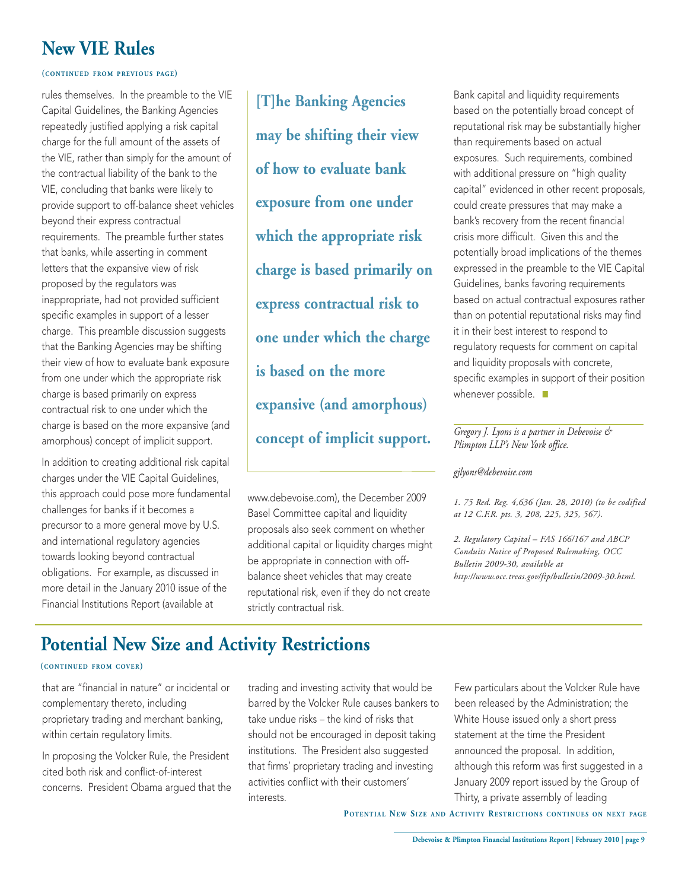## New VIE Rules

(CONTINUED FROM PREVIOUS PAGE)

rules themselves. In the preamble to the VIE Capital Guidelines, the Banking Agencies repeatedly justified applying a risk capital charge for the full amount of the assets of the VIE, rather than simply for the amount of the contractual liability of the bank to the VIE, concluding that banks were likely to provide support to off-balance sheet vehicles beyond their express contractual requirements. The preamble further states that banks, while asserting in comment letters that the expansive view of risk proposed by the regulators was inappropriate, had not provided sufficient specific examples in support of a lesser charge. This preamble discussion suggests that the Banking Agencies may be shifting their view of how to evaluate bank exposure from one under which the appropriate risk charge is based primarily on express contractual risk to one under which the charge is based on the more expansive (and amorphous) concept of implicit support.

In addition to creating additional risk capital charges under the VIE Capital Guidelines, this approach could pose more fundamental challenges for banks if it becomes a precursor to a more general move by U.S. and international regulatory agencies towards looking beyond contractual obligations. For example, as discussed in more detail in the January 2010 issue of the Financial Institutions Report (available at www.debevoise.com), the December 2009 Basel Committee capital and liquidity proposals also seek comment on whether additional capital or liquidity charges might be appropriate in connection with off-balance sheet vehicles that may create reputational risk, even if they do not create strictly contractual risk.

**[T]he Banking Agencies may be shifting their view of how to evaluate bank exposure from one under which the appropriate risk charge is based primarily on express contractual risk to one under which the charge is based on the more expansive (and amorphous) concept of implicit support.**

Bank capital and liquidity requirements based on the potentially broad concept of reputational risk may be substantially higher than requirements based on actual exposures. Such requirements, combined with additional pressure on "high quality capital" evidenced in other recent proposals, could create pressures that may make a bank's recovery from the recent financial crisis more difficult. Given this and the potentially broad implications of the themes expressed in the preamble to the VIE Capital Guidelines, banks favoring requirements based on actual contractual exposures rather than on potential reputational risks may find it in their best interest to respond to regulatory requests for comment on capital and liquidity proposals with concrete, specific examples in support of their position whenever possible. ■

*Gregory J. Lyons is a partner in Debevoise & Plimpton LLP's New York office.*

*gjlyons@debevoise.com*

*1. 75 Red. Reg. 4,636 (Jan. 28, 2010) (to be codified at 12 C.F.R. pts. 3, 208, 225, 325, 567).*

*2. Regulatory Capital – FAS 166/167 and ABCP Conduits Notice of Proposed Rulemaking, OCC Bulletin 2009-30, available at http://www.occ.treas.gov/ftp/bulletin/2009-30.html.*

## Potential New Size and Activity Restrictions

(CONTINUED FROM COVER)

that are "financial in nature" or incidental or complementary thereto, including proprietary trading and merchant banking, within certain regulatory limits.

In proposing the Volcker Rule, the President cited both risk and conflict-of-interest concerns. President Obama argued that the trading and investing activity that would be barred by the Volcker Rule causes bankers to take undue risks – the kind of risks that should not be encouraged in deposit taking institutions. The President also suggested that firms' proprietary trading and investing activities conflict with their customers' interests.

Few particulars about the Volcker Rule have been released by the Administration; the White House issued only a short press statement at the time the President announced the proposal. In addition, although this reform was first suggested in a January 2009 report issued by the Group of Thirty, a private assembly of leading

POTENTIAL NEW SIZE AND ACTIVITY RESTRICTIONS CONTINUES ON NEXT PAGE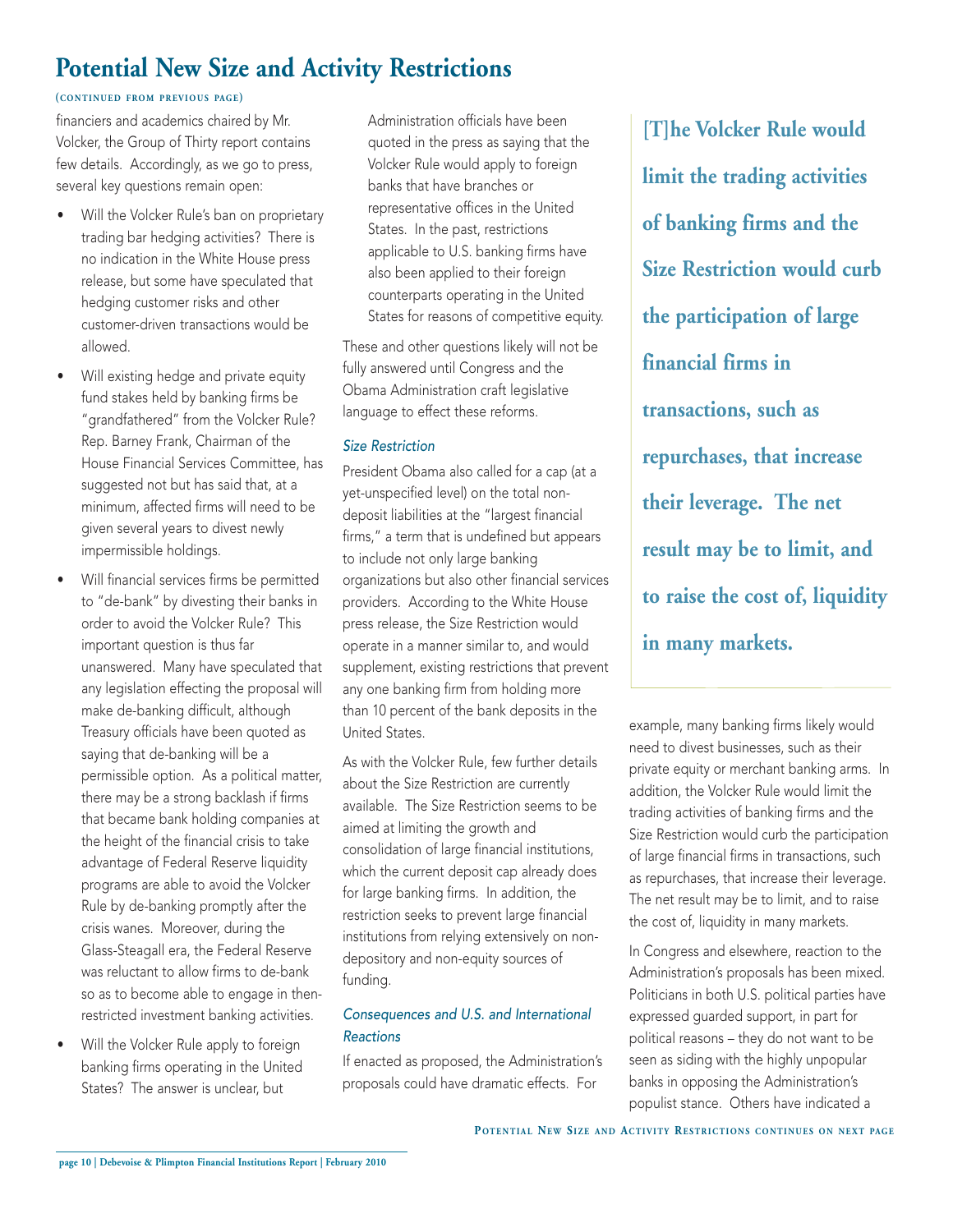# Potential New Size and Activity Restrictions

(CONTINUED FROM PREVIOUS PAGE)

financiers and academics chaired by Mr. Volcker, the Group of Thirty report contains few details. Accordingly, as we go to press, several key questions remain open:

- Will the Volcker Rule's ban on proprietary trading bar hedging activities? There is no indication in the White House press release, but some have speculated that hedging customer risks and other customer-driven transactions would be allowed.
- Will existing hedge and private equity fund stakes held by banking firms be "grandfathered" from the Volcker Rule? Rep. Barney Frank, Chairman of the House Financial Services Committee, has suggested not but has said that, at a minimum, affected firms will need to be given several years to divest newly impermissible holdings.
- Will financial services firms be permitted to "de-bank" by divesting their banks in order to avoid the Volcker Rule? This important question is thus far unanswered. Many have speculated that any legislation effecting the proposal will make de-banking difficult, although Treasury officials have been quoted as saying that de-banking will be a permissible option. As a political matter, there may be a strong backlash if firms that became bank holding companies at the height of the financial crisis to take advantage of Federal Reserve liquidity programs are able to avoid the Volcker Rule by de-banking promptly after the crisis wanes. Moreover, during the Glass-Steagall era, the Federal Reserve was reluctant to allow firms to de-bank so as to become able to engage in then-restricted investment banking activities.
- Will the Volcker Rule apply to foreign banking firms operating in the United States? The answer is unclear, but Administration officials have been quoted in the press as saying that the Volcker Rule would apply to foreign banks that have branches or representative offices in the United States. In the past, restrictions applicable to U.S. banking firms have also been applied to their foreign counterparts operating in the United States for reasons of competitive equity.

These and other questions likely will not be fully answered until Congress and the Obama Administration craft legislative language to effect these reforms.

### *Size Restriction*

President Obama also called for a cap (at a yet-unspecified level) on the total non-deposit liabilities at the "largest financial firms," a term that is undefined but appears to include not only large banking organizations but also other financial services providers. According to the White House press release, the Size Restriction would operate in a manner similar to, and would supplement, existing restrictions that prevent any one banking firm from holding more than 10 percent of the bank deposits in the United States.

As with the Volcker Rule, few further details about the Size Restriction are currently available. The Size Restriction seems to be aimed at limiting the growth and consolidation of large financial institutions, which the current deposit cap already does for large banking firms. In addition, the restriction seeks to prevent large financial institutions from relying extensively on non-depository and non-equity sources of funding.

### *Consequences and U.S. and International Reactions*

If enacted as proposed, the Administration's proposals could have dramatic effects. For example, many banking firms likely would need to divest businesses, such as their private equity or merchant banking arms. In addition, the Volcker Rule would limit the trading activities of banking firms and the Size Restriction would curb the participation of large financial firms in transactions, such as repurchases, that increase their leverage. The net result may be to limit, and to raise the cost of, liquidity in many markets.

> **[T]he Volcker Rule would limit the trading activities of banking firms and the Size Restriction would curb the participation of large financial firms in transactions, such as repurchases, that increase their leverage. The net result may be to limit, and to raise the cost of, liquidity in many markets.**

In Congress and elsewhere, reaction to the Administration's proposals has been mixed. Politicians in both U.S. political parties have expressed guarded support, in part for political reasons – they do not want to be seen as siding with the highly unpopular banks in opposing the Administration's populist stance. Others have indicated a

POTENTIAL NEW SIZE AND ACTIVITY RESTRICTIONS CONTINUES ON NEXT PAGE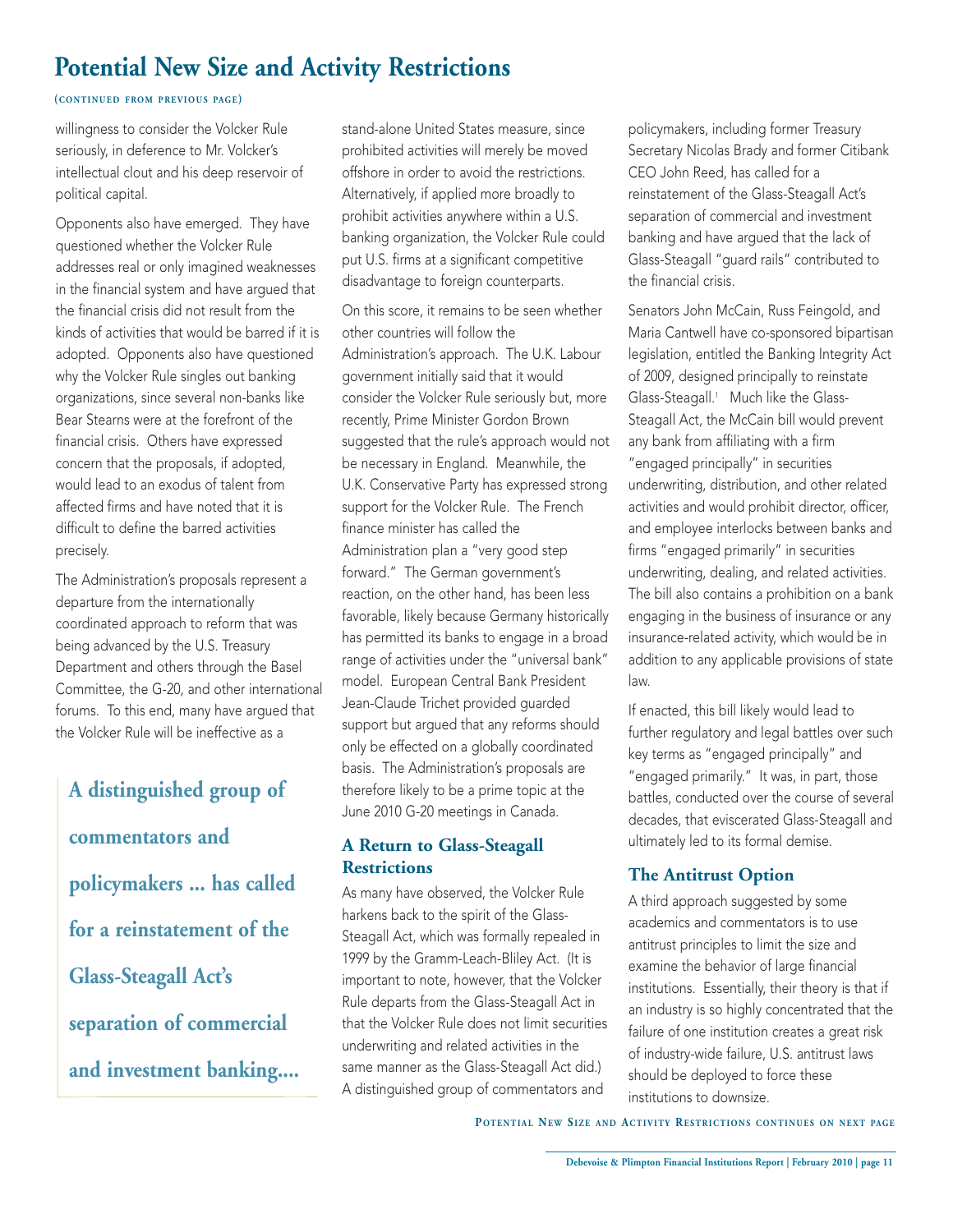# Potential New Size and Activity Restrictions

(continued from previous page)

willingness to consider the Volcker Rule seriously, in deference to Mr. Volcker's intellectual clout and his deep reservoir of political capital.

Opponents also have emerged. They have questioned whether the Volcker Rule addresses real or only imagined weaknesses in the financial system and have argued that the financial crisis did not result from the kinds of activities that would be barred if it is adopted. Opponents also have questioned why the Volcker Rule singles out banking organizations, since several non-banks like Bear Stearns were at the forefront of the financial crisis. Others have expressed concern that the proposals, if adopted, would lead to an exodus of talent from affected firms and have noted that it is difficult to define the barred activities precisely.

The Administration's proposals represent a departure from the internationally coordinated approach to reform that was being advanced by the U.S. Treasury Department and others through the Basel Committee, the G-20, and other international forums. To this end, many have argued that the Volcker Rule will be ineffective as a stand-alone United States measure, since prohibited activities will merely be moved offshore in order to avoid the restrictions. Alternatively, if applied more broadly to prohibit activities anywhere within a U.S. banking organization, the Volcker Rule could put U.S. firms at a significant competitive disadvantage to foreign counterparts.

> **A distinguished group of commentators and policymakers ... has called for a reinstatement of the Glass-Steagall Act's separation of commercial and investment banking....**

On this score, it remains to be seen whether other countries will follow the Administration's approach. The U.K. Labour government initially said that it would consider the Volcker Rule seriously but, more recently, Prime Minister Gordon Brown suggested that the rule's approach would not be necessary in England. Meanwhile, the U.K. Conservative Party has expressed strong support for the Volcker Rule. The French finance minister has called the Administration plan a "very good step forward." The German government's reaction, on the other hand, has been less favorable, likely because Germany historically has permitted its banks to engage in a broad range of activities under the "universal bank" model. European Central Bank President Jean-Claude Trichet provided guarded support but argued that any reforms should only be effected on a globally coordinated basis. The Administration's proposals are therefore likely to be a prime topic at the June 2010 G-20 meetings in Canada.

## A Return to Glass-Steagall Restrictions

As many have observed, the Volcker Rule harkens back to the spirit of the Glass-Steagall Act, which was formally repealed in 1999 by the Gramm-Leach-Bliley Act. (It is important to note, however, that the Volcker Rule departs from the Glass-Steagall Act in that the Volcker Rule does not limit securities underwriting and related activities in the same manner as the Glass-Steagall Act did.) A distinguished group of commentators and policymakers, including former Treasury Secretary Nicolas Brady and former Citibank CEO John Reed, has called for a reinstatement of the Glass-Steagall Act's separation of commercial and investment banking and have argued that the lack of Glass-Steagall "guard rails" contributed to the financial crisis.

Senators John McCain, Russ Feingold, and Maria Cantwell have co-sponsored bipartisan legislation, entitled the Banking Integrity Act of 2009, designed principally to reinstate Glass-Steagall.[1] Much like the Glass-Steagall Act, the McCain bill would prevent any bank from affiliating with a firm "engaged principally" in securities underwriting, distribution, and other related activities and would prohibit director, officer, and employee interlocks between banks and firms "engaged primarily" in securities underwriting, dealing, and related activities. The bill also contains a prohibition on a bank engaging in the business of insurance or any insurance-related activity, which would be in addition to any applicable provisions of state law.

If enacted, this bill likely would lead to further regulatory and legal battles over such key terms as "engaged principally" and "engaged primarily." It was, in part, those battles, conducted over the course of several decades, that eviscerated Glass-Steagall and ultimately led to its formal demise.

## The Antitrust Option

A third approach suggested by some academics and commentators is to use antitrust principles to limit the size and examine the behavior of large financial institutions. Essentially, their theory is that if an industry is so highly concentrated that the failure of one institution creates a great risk of industry-wide failure, U.S. antitrust laws should be deployed to force these institutions to downsize.

Potential New Size and Activity Restrictions continues on next page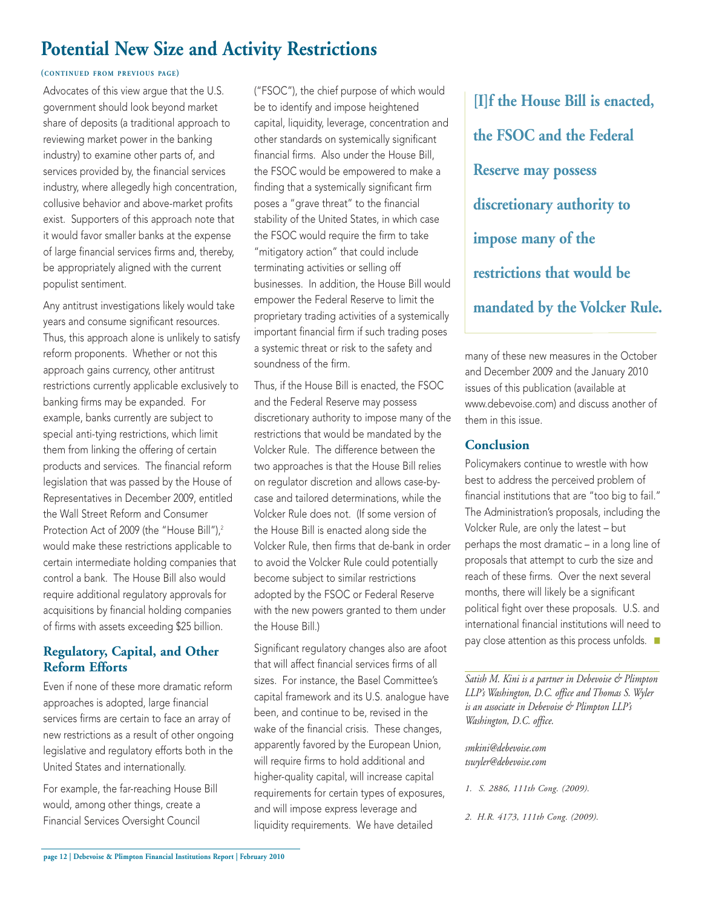# Potential New Size and Activity Restrictions

(CONTINUED FROM PREVIOUS PAGE)

Advocates of this view argue that the U.S. government should look beyond market share of deposits (a traditional approach to reviewing market power in the banking industry) to examine other parts of, and services provided by, the financial services industry, where allegedly high concentration, collusive behavior and above-market profits exist. Supporters of this approach note that it would favor smaller banks at the expense of large financial services firms and, thereby, be appropriately aligned with the current populist sentiment.

Any antitrust investigations likely would take years and consume significant resources. Thus, this approach alone is unlikely to satisfy reform proponents. Whether or not this approach gains currency, other antitrust restrictions currently applicable exclusively to banking firms may be expanded. For example, banks currently are subject to special anti-tying restrictions, which limit them from linking the offering of certain products and services. The financial reform legislation that was passed by the House of Representatives in December 2009, entitled the Wall Street Reform and Consumer Protection Act of 2009 (the "House Bill"),[2] would make these restrictions applicable to certain intermediate holding companies that control a bank. The House Bill also would require additional regulatory approvals for acquisitions by financial holding companies of firms with assets exceeding $25 billion.

## Regulatory, Capital, and Other Reform Efforts

Even if none of these more dramatic reform approaches is adopted, large financial services firms are certain to face an array of new restrictions as a result of other ongoing legislative and regulatory efforts both in the United States and internationally.

For example, the far-reaching House Bill would, among other things, create a Financial Services Oversight Council ("FSOC"), the chief purpose of which would be to identify and impose heightened capital, liquidity, leverage, concentration and other standards on systemically significant financial firms. Also under the House Bill, the FSOC would be empowered to make a finding that a systemically significant firm poses a "grave threat" to the financial stability of the United States, in which case the FSOC would require the firm to take "mitigatory action" that could include terminating activities or selling off businesses. In addition, the House Bill would empower the Federal Reserve to limit the proprietary trading activities of a systemically important financial firm if such trading poses a systemic threat or risk to the safety and soundness of the firm.

Thus, if the House Bill is enacted, the FSOC and the Federal Reserve may possess discretionary authority to impose many of the restrictions that would be mandated by the Volcker Rule. The difference between the two approaches is that the House Bill relies on regulator discretion and allows case-by-case and tailored determinations, while the Volcker Rule does not. (If some version of the House Bill is enacted along side the Volcker Rule, then firms that de-bank in order to avoid the Volcker Rule could potentially become subject to similar restrictions adopted by the FSOC or Federal Reserve with the new powers granted to them under the House Bill.)

Significant regulatory changes also are afoot that will affect financial services firms of all sizes. For instance, the Basel Committee's capital framework and its U.S. analogue have been, and continue to be, revised in the wake of the financial crisis. These changes, apparently favored by the European Union, will require firms to hold additional and higher-quality capital, will increase capital requirements for certain types of exposures, and will impose express leverage and liquidity requirements. We have detailed many of these new measures in the October and December 2009 and the January 2010 issues of this publication (available at www.debevoise.com) and discuss another of them in this issue.

**[I]f the House Bill is enacted, the FSOC and the Federal Reserve may possess discretionary authority to impose many of the restrictions that would be mandated by the Volcker Rule.**

## Conclusion

Policymakers continue to wrestle with how best to address the perceived problem of financial institutions that are "too big to fail." The Administration's proposals, including the Volcker Rule, are only the latest – but perhaps the most dramatic – in a long line of proposals that attempt to curb the size and reach of these firms. Over the next several months, there will likely be a significant political fight over these proposals. U.S. and international financial institutions will need to pay close attention as this process unfolds. ■

---

*Satish M. Kini is a partner in Debevoise & Plimpton LLP's Washington, D.C. office and Thomas S. Wyler is an associate in Debevoise & Plimpton LLP's Washington, D.C. office.*

*smkini@debevoise.com*
*tswyler@debevoise.com*

1. S. 2886, 111th Cong. (2009).

2. H.R. 4173, 111th Cong. (2009).